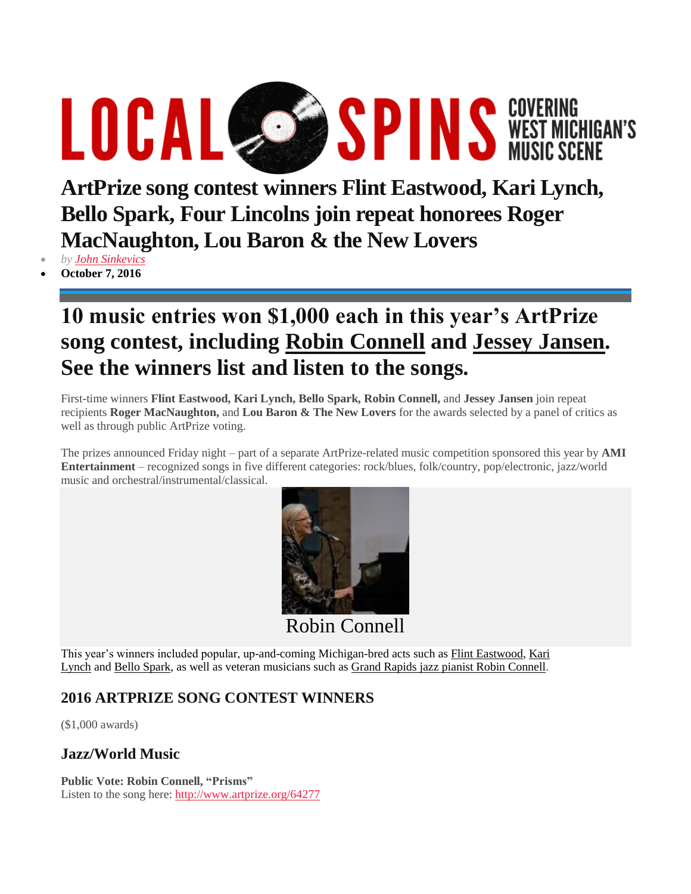LOCAL SPINS COVERING WEST MICHIGAN'S MUSIC SCENE

# ArtPrize song contest winners Flint Eastwood, Kari Lynch, Bello Spark, Four Lincolns join repeat honorees Roger MacNaughton, Lou Baron & the New Lovers

- *by John Sinkevics*
- **October 7, 2016**

## 10 music entries won $1,000 each in this year's ArtPrize song contest, including Robin Connell and Jessey Jansen. See the winners list and listen to the songs.

First-time winners **Flint Eastwood, Kari Lynch, Bello Spark, Robin Connell,** and **Jessey Jansen** join repeat recipients **Roger MacNaughton,** and **Lou Baron & The New Lovers** for the awards selected by a panel of critics as well as through public ArtPrize voting.

The prizes announced Friday night – part of a separate ArtPrize-related music competition sponsored this year by **AMI Entertainment** – recognized songs in five different categories: rock/blues, folk/country, pop/electronic, jazz/world music and orchestral/instrumental/classical.

Robin Connell

This year's winners included popular, up-and-coming Michigan-bred acts such as Flint Eastwood, Kari Lynch and Bello Spark, as well as veteran musicians such as Grand Rapids jazz pianist Robin Connell.

### 2016 ARTPRIZE SONG CONTEST WINNERS

($1,000 awards)

### Jazz/World Music

**Public Vote: Robin Connell, "Prisms"**
Listen to the song here: http://www.artprize.org/64277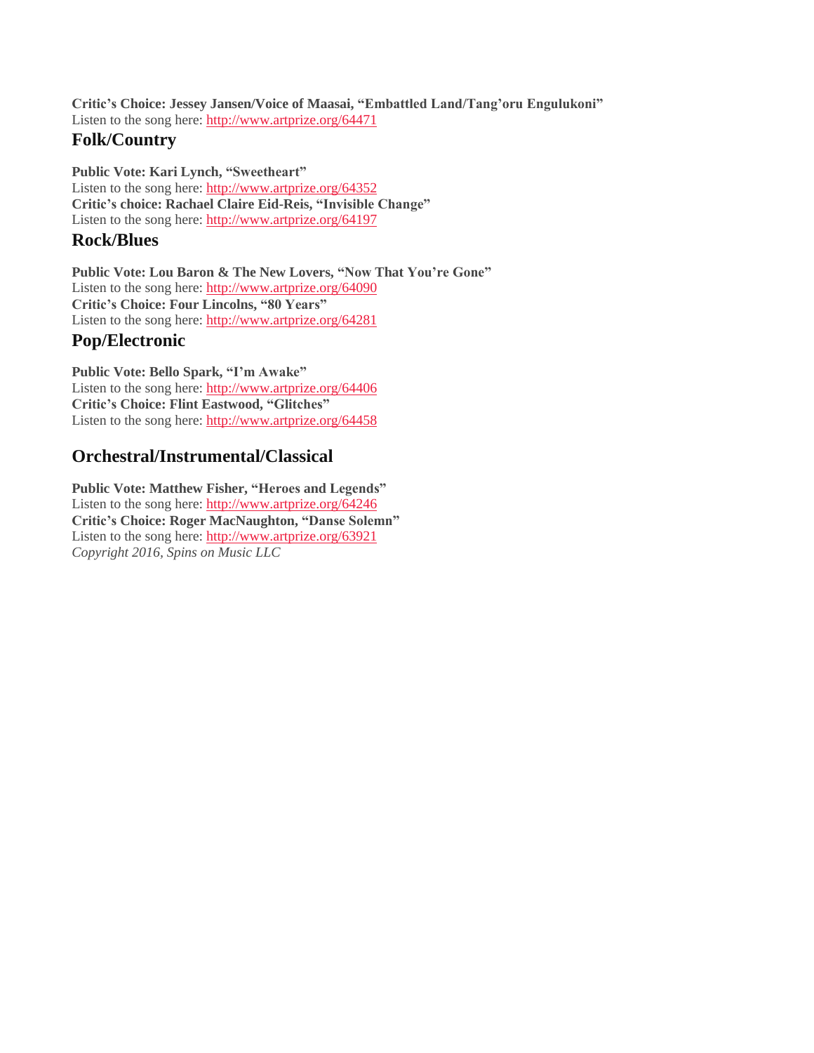**Critic's Choice: Jessey Jansen/Voice of Maasai, "Embattled Land/Tang'oru Engulukoni"**
Listen to the song here: http://www.artprize.org/64471

## Folk/Country

**Public Vote: Kari Lynch, "Sweetheart"**
Listen to the song here: http://www.artprize.org/64352
**Critic's choice: Rachael Claire Eid-Reis, "Invisible Change"**
Listen to the song here: http://www.artprize.org/64197

## Rock/Blues

**Public Vote: Lou Baron & The New Lovers, "Now That You're Gone"**
Listen to the song here: http://www.artprize.org/64090
**Critic's Choice: Four Lincolns, "80 Years"**
Listen to the song here: http://www.artprize.org/64281

## Pop/Electronic

**Public Vote: Bello Spark, "I'm Awake"**
Listen to the song here: http://www.artprize.org/64406
**Critic's Choice: Flint Eastwood, "Glitches"**
Listen to the song here: http://www.artprize.org/64458

## Orchestral/Instrumental/Classical

**Public Vote: Matthew Fisher, "Heroes and Legends"**
Listen to the song here: http://www.artprize.org/64246
**Critic's Choice: Roger MacNaughton, "Danse Solemn"**
Listen to the song here: http://www.artprize.org/63921
*Copyright 2016, Spins on Music LLC*